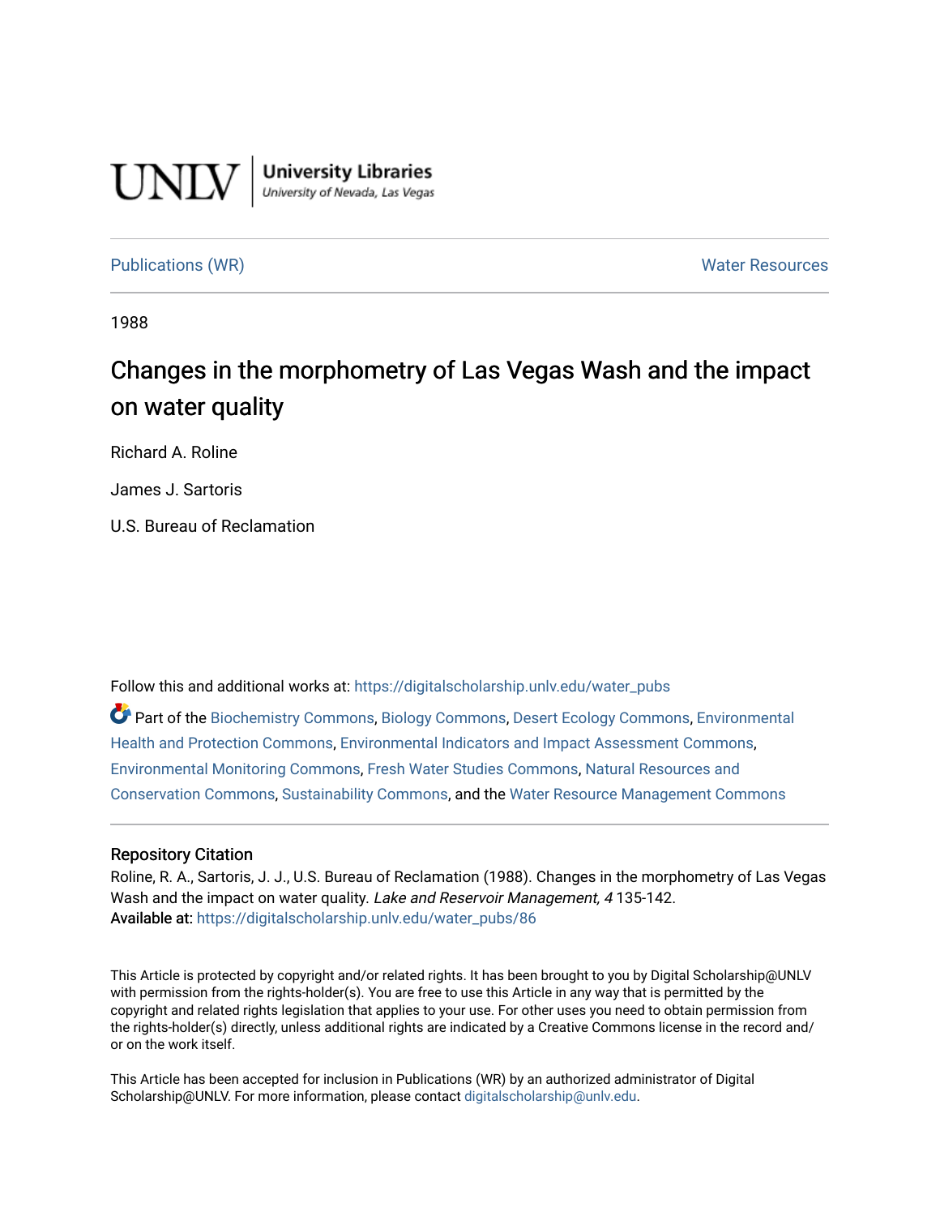UNLV | University Libraries
University of Nevada, Las Vegas

Publications (WR) Water Resources

1988

# Changes in the morphometry of Las Vegas Wash and the impact on water quality

Richard A. Roline

James J. Sartoris

U.S. Bureau of Reclamation

Follow this and additional works at: https://digitalscholarship.unlv.edu/water_pubs

Part of the Biochemistry Commons, Biology Commons, Desert Ecology Commons, Environmental Health and Protection Commons, Environmental Indicators and Impact Assessment Commons, Environmental Monitoring Commons, Fresh Water Studies Commons, Natural Resources and Conservation Commons, Sustainability Commons, and the Water Resource Management Commons

## Repository Citation

Roline, R. A., Sartoris, J. J., U.S. Bureau of Reclamation (1988). Changes in the morphometry of Las Vegas Wash and the impact on water quality. *Lake and Reservoir Management, 4* 135-142.
**Available at:** https://digitalscholarship.unlv.edu/water_pubs/86

This Article is protected by copyright and/or related rights. It has been brought to you by Digital Scholarship@UNLV with permission from the rights-holder(s). You are free to use this Article in any way that is permitted by the copyright and related rights legislation that applies to your use. For other uses you need to obtain permission from the rights-holder(s) directly, unless additional rights are indicated by a Creative Commons license in the record and/or on the work itself.

This Article has been accepted for inclusion in Publications (WR) by an authorized administrator of Digital Scholarship@UNLV. For more information, please contact digitalscholarship@unlv.edu.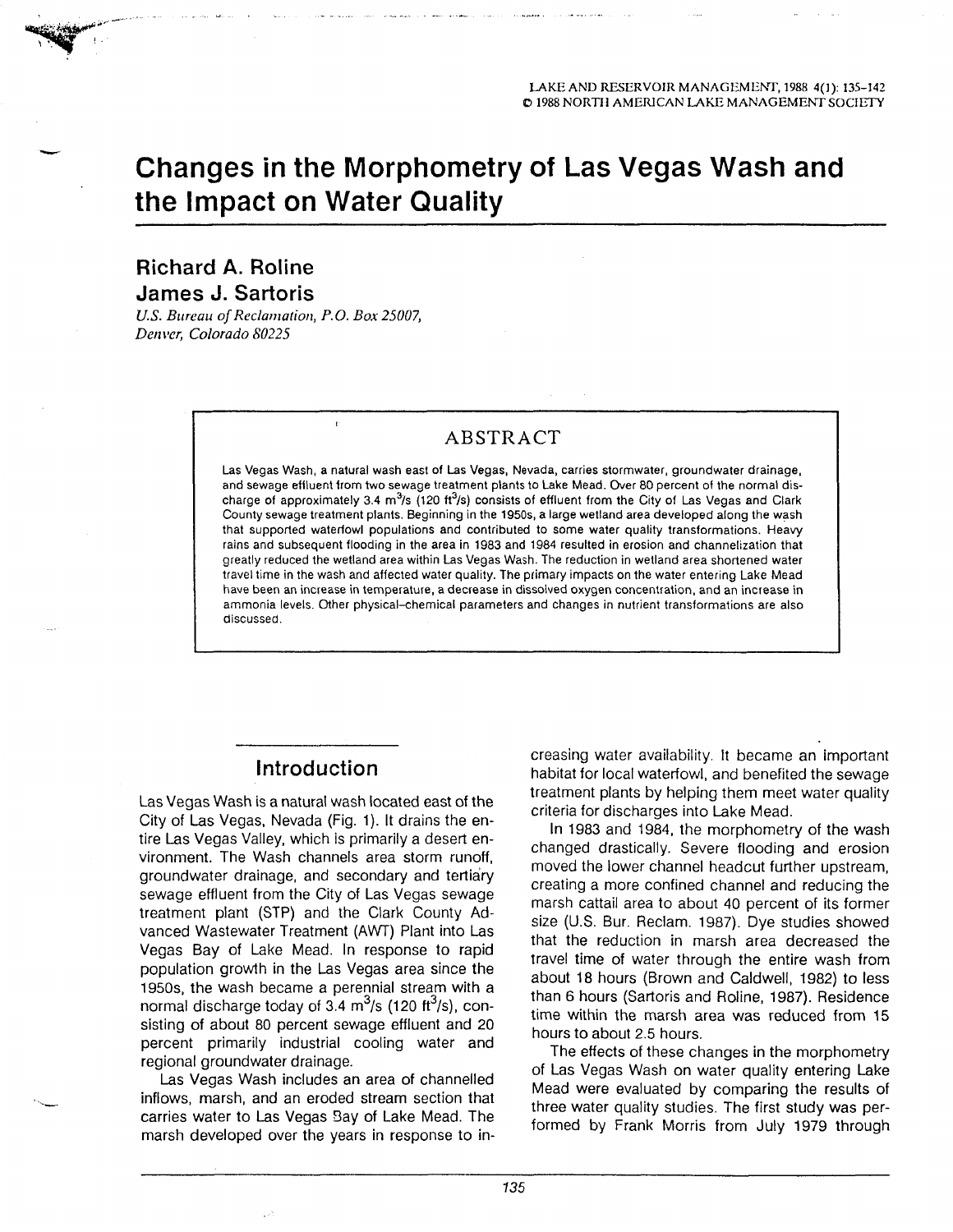# Changes in the Morphometry of Las Vegas Wash and the Impact on Water Quality

## Richard A. Roline

## James J. Sartoris

*U.S. Bureau of Reclamation, P.O. Box 25007, Denver, Colorado 80225*

### ABSTRACT

Las Vegas Wash, a natural wash east of Las Vegas, Nevada, carries stormwater, groundwater drainage, and sewage effluent from two sewage treatment plants to Lake Mead. Over 80 percent of the normal discharge of approximately 3.4 $m^3/s$ (120 $ft^3/s$) consists of effluent from the City of Las Vegas and Clark County sewage treatment plants. Beginning in the 1950s, a large wetland area developed along the wash that supported waterfowl populations and contributed to some water quality transformations. Heavy rains and subsequent flooding in the area in 1983 and 1984 resulted in erosion and channelization that greatly reduced the wetland area within Las Vegas Wash. The reduction in wetland area shortened water travel time in the wash and affected water quality. The primary impacts on the water entering Lake Mead have been an increase in temperature, a decrease in dissolved oxygen concentration, and an increase in ammonia levels. Other physical-chemical parameters and changes in nutrient transformations are also discussed.

## Introduction

Las Vegas Wash is a natural wash located east of the City of Las Vegas, Nevada (Fig. 1). It drains the entire Las Vegas Valley, which is primarily a desert environment. The Wash channels area storm runoff, groundwater drainage, and secondary and tertiary sewage effluent from the City of Las Vegas sewage treatment plant (STP) and the Clark County Advanced Wastewater Treatment (AWT) Plant into Las Vegas Bay of Lake Mead. In response to rapid population growth in the Las Vegas area since the 1950s, the wash became a perennial stream with a normal discharge today of 3.4 $m^3/s$ (120 $ft^3/s$), consisting of about 80 percent sewage effluent and 20 percent primarily industrial cooling water and regional groundwater drainage.

Las Vegas Wash includes an area of channelled inflows, marsh, and an eroded stream section that carries water to Las Vegas Bay of Lake Mead. The marsh developed over the years in response to increasing water availability. It became an important habitat for local waterfowl, and benefited the sewage treatment plants by helping them meet water quality criteria for discharges into Lake Mead.

In 1983 and 1984, the morphometry of the wash changed drastically. Severe flooding and erosion moved the lower channel headcut further upstream, creating a more confined channel and reducing the marsh cattail area to about 40 percent of its former size (U.S. Bur. Reclam. 1987). Dye studies showed that the reduction in marsh area decreased the travel time of water through the entire wash from about 18 hours (Brown and Caldwell, 1982) to less than 6 hours (Sartoris and Roline, 1987). Residence time within the marsh area was reduced from 15 hours to about 2.5 hours.

The effects of these changes in the morphometry of Las Vegas Wash on water quality entering Lake Mead were evaluated by comparing the results of three water quality studies. The first study was performed by Frank Morris from July 1979 through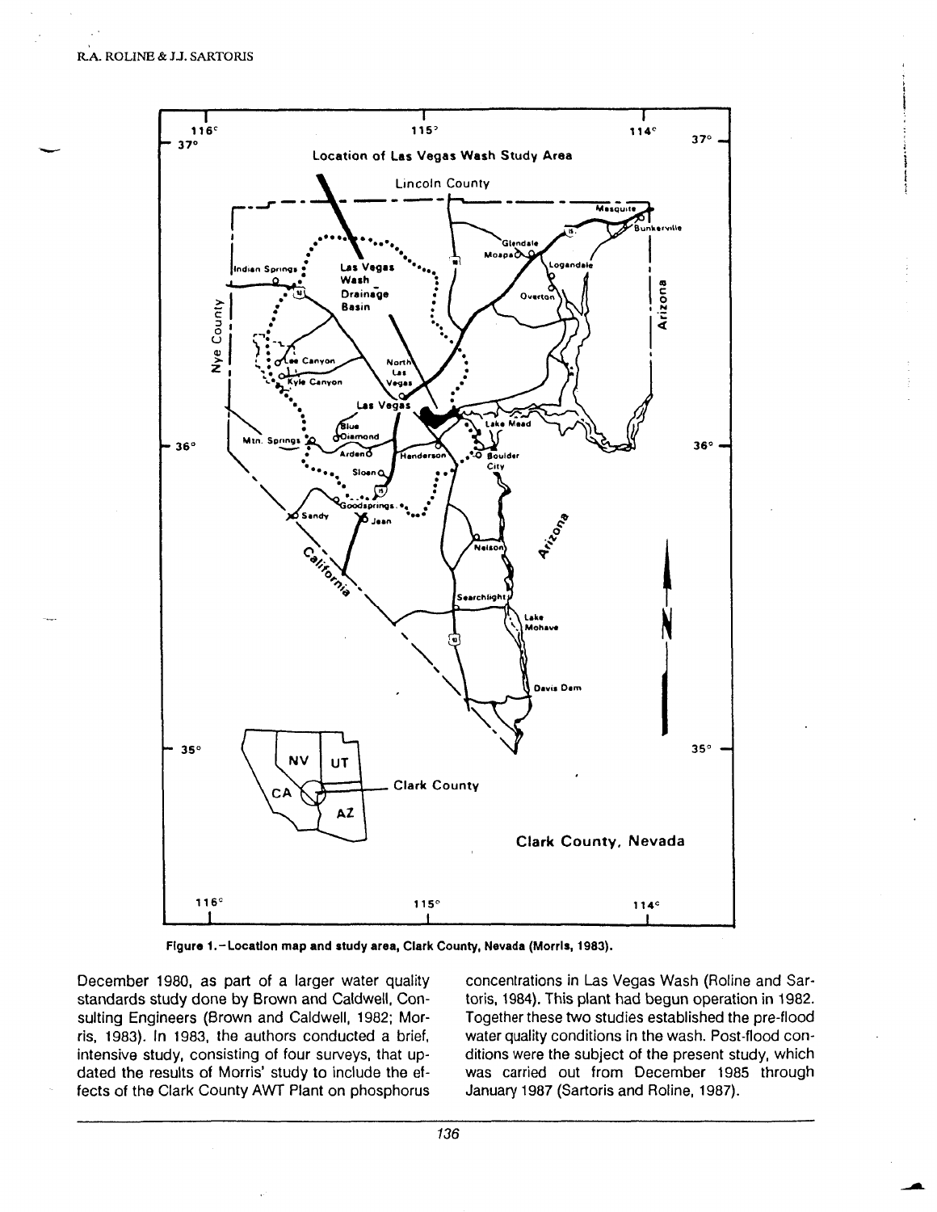Figure 1.—Location map and study area, Clark County, Nevada (Morris, 1983).

December 1980, as part of a larger water quality standards study done by Brown and Caldwell, Consulting Engineers (Brown and Caldwell, 1982; Morris, 1983). In 1983, the authors conducted a brief, intensive study, consisting of four surveys, that updated the results of Morris' study to include the effects of the Clark County AWT Plant on phosphorus concentrations in Las Vegas Wash (Roline and Sartoris, 1984). This plant had begun operation in 1982. Together these two studies established the pre-flood water quality conditions in the wash. Post-flood conditions were the subject of the present study, which was carried out from December 1985 through January 1987 (Sartoris and Roline, 1987).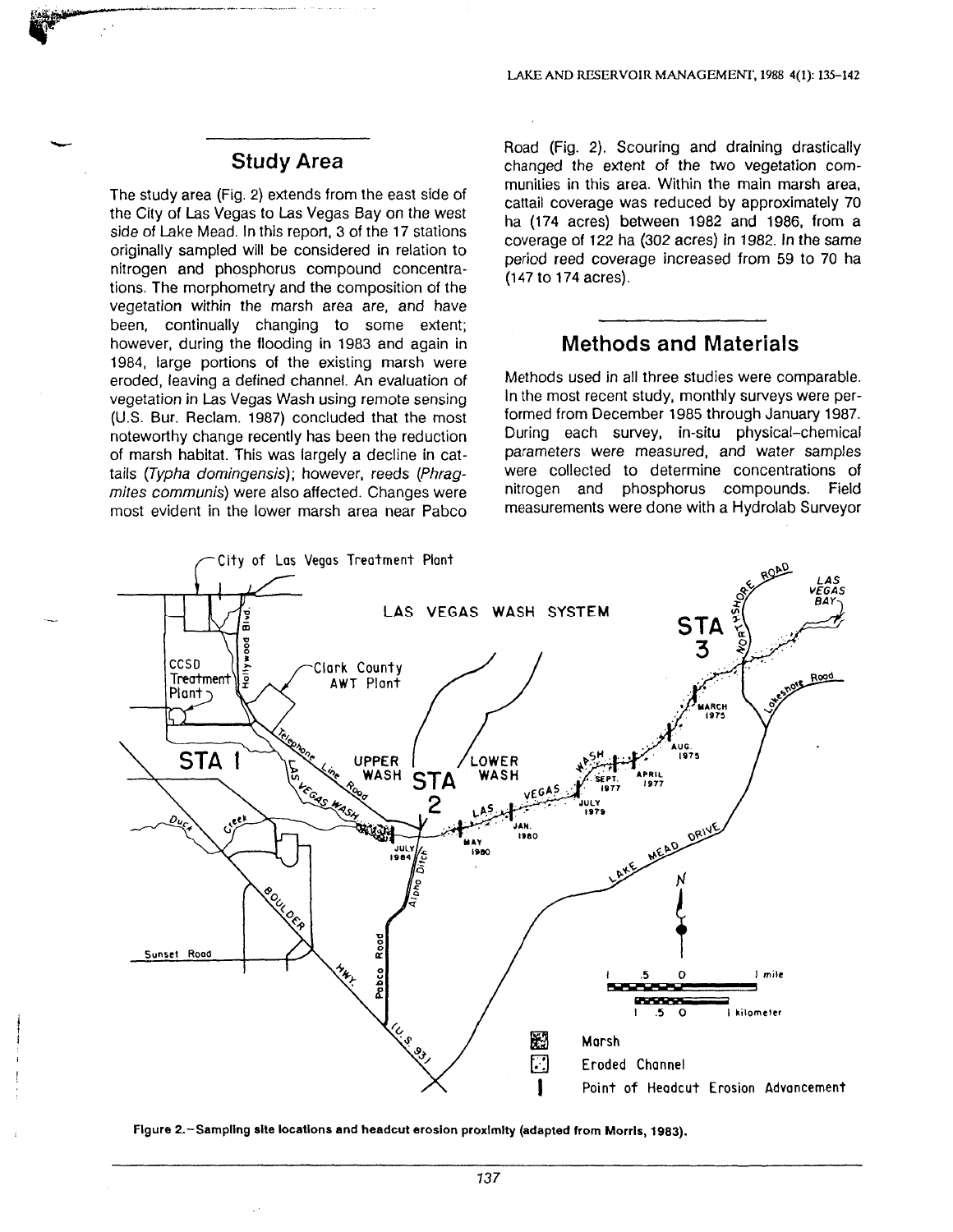## Study Area

The study area (Fig. 2) extends from the east side of the City of Las Vegas to Las Vegas Bay on the west side of Lake Mead. In this report, 3 of the 17 stations originally sampled will be considered in relation to nitrogen and phosphorus compound concentrations. The morphometry and the composition of the vegetation within the marsh area are, and have been, continually changing to some extent; however, during the flooding in 1983 and again in 1984, large portions of the existing marsh were eroded, leaving a defined channel. An evaluation of vegetation in Las Vegas Wash using remote sensing (U.S. Bur. Reclam. 1987) concluded that the most noteworthy change recently has been the reduction of marsh habitat. This was largely a decline in cattails (*Typha domingensis*); however, reeds (*Phragmites communis*) were also affected. Changes were most evident in the lower marsh area near Pabco Road (Fig. 2). Scouring and draining drastically changed the extent of the two vegetation communities in this area. Within the main marsh area, cattail coverage was reduced by approximately 70 ha (174 acres) between 1982 and 1986, from a coverage of 122 ha (302 acres) in 1982. In the same period reed coverage increased from 59 to 70 ha (147 to 174 acres).

## Methods and Materials

Methods used in all three studies were comparable. In the most recent study, monthly surveys were performed from December 1985 through January 1987. During each survey, in-situ physical-chemical parameters were measured, and water samples were collected to determine concentrations of nitrogen and phosphorus compounds. Field measurements were done with a Hydrolab Surveyor

**Figure 2.—Sampling site locations and headcut erosion proximity (adapted from Morris, 1983).**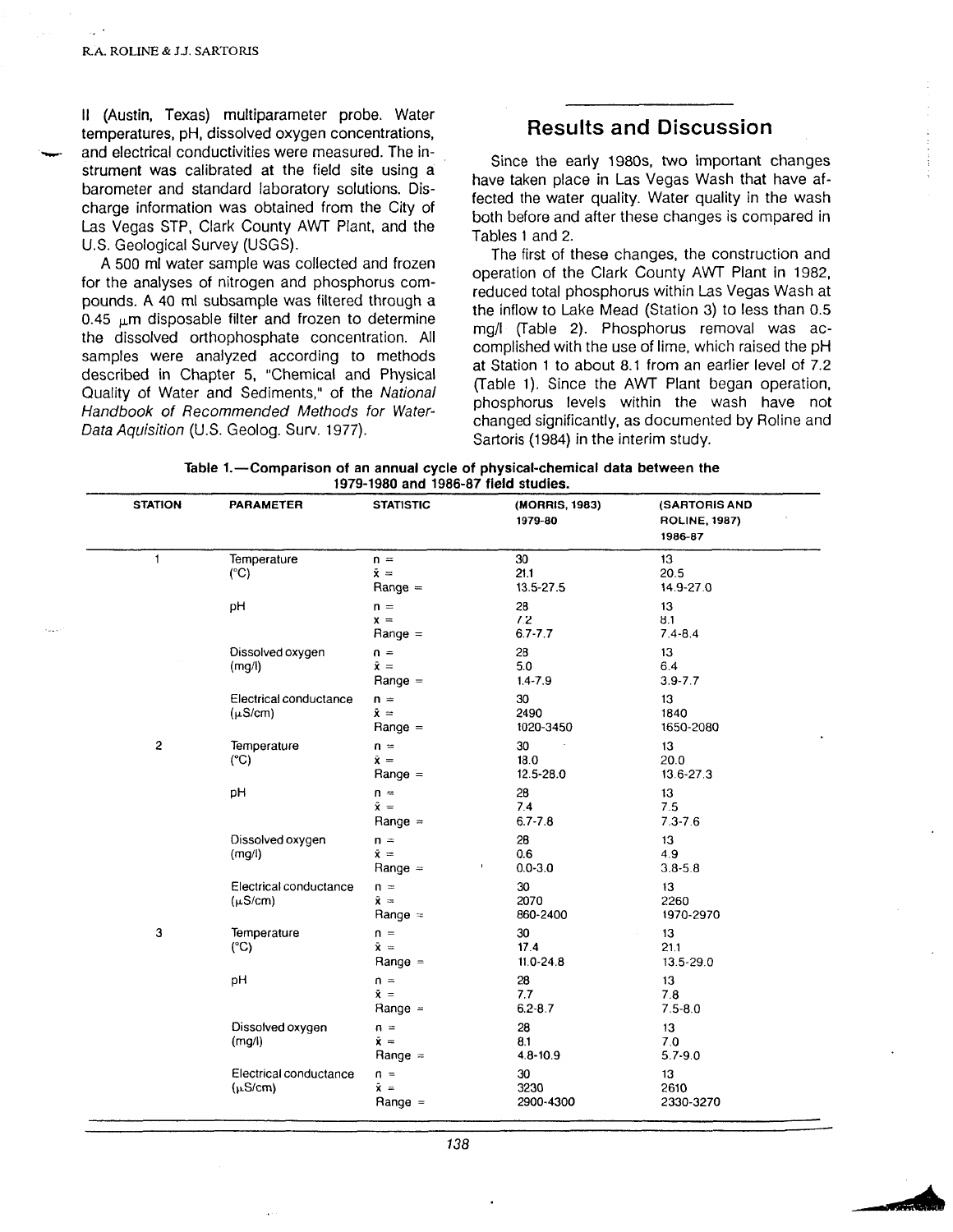II (Austin, Texas) multiparameter probe. Water temperatures, pH, dissolved oxygen concentrations, and electrical conductivities were measured. The instrument was calibrated at the field site using a barometer and standard laboratory solutions. Discharge information was obtained from the City of Las Vegas STP, Clark County AWT Plant, and the U.S. Geological Survey (USGS).

A 500 ml water sample was collected and frozen for the analyses of nitrogen and phosphorus compounds. A 40 ml subsample was filtered through a 0.45 $\mu$m disposable filter and frozen to determine the dissolved orthophosphate concentration. All samples were analyzed according to methods described in Chapter 5, "Chemical and Physical Quality of Water and Sediments," of the *National Handbook of Recommended Methods for Water-Data Aquisition* (U.S. Geolog. Surv. 1977).

## Results and Discussion

Since the early 1980s, two important changes have taken place in Las Vegas Wash that have affected the water quality. Water quality in the wash both before and after these changes is compared in Tables 1 and 2.

The first of these changes, the construction and operation of the Clark County AWT Plant in 1982, reduced total phosphorus within Las Vegas Wash at the inflow to Lake Mead (Station 3) to less than 0.5 mg/l (Table 2). Phosphorus removal was accomplished with the use of lime, which raised the pH at Station 1 to about 8.1 from an earlier level of 7.2 (Table 1). Since the AWT Plant began operation, phosphorus levels within the wash have not changed significantly, as documented by Roline and Sartoris (1984) in the interim study.

**Table 1.—Comparison of an annual cycle of physical-chemical data between the 1979-1980 and 1986-87 field studies.**

| STATION | PARAMETER | STATISTIC | (MORRIS, 1983) 1979-80 | (SARTORIS AND ROLINE, 1987) 1986-87 |
|---|---|---|---|---|
| 1 | Temperature (°C) | n = | 30 | 13 |
| | | $\bar{x}$ = | 21.1 | 20.5 |
| | | Range = | 13.5-27.5 | 14.9-27.0 |
| | pH | n = | 28 | 13 |
| | | x = | 7.2 | 8.1 |
| | | Range = | 6.7-7.7 | 7.4-8.4 |
| | Dissolved oxygen (mg/l) | n = | 28 | 13 |
| | | $\bar{x}$ = | 5.0 | 6.4 |
| | | Range = | 1.4-7.9 | 3.9-7.7 |
| | Electrical conductance ($\mu$S/cm) | n = | 30 | 13 |
| | | $\bar{x}$ = | 2490 | 1840 |
| | | Range = | 1020-3450 | 1650-2080 |
| 2 | Temperature (°C) | n = | 30 | 13 |
| | | $\bar{x}$ = | 18.0 | 20.0 |
| | | Range = | 12.5-28.0 | 13.6-27.3 |
| | pH | n = | 28 | 13 |
| | | $\bar{x}$ = | 7.4 | 7.5 |
| | | Range = | 6.7-7.8 | 7.3-7.6 |
| | Dissolved oxygen (mg/l) | n = | 28 | 13 |
| | | $\bar{x}$ = | 0.6 | 4.9 |
| | | Range = | 0.0-3.0 | 3.8-5.8 |
| | Electrical conductance ($\mu$S/cm) | n = | 30 | 13 |
| | | $\bar{x}$ = | 2070 | 2260 |
| | | Range = | 860-2400 | 1970-2970 |
| 3 | Temperature (°C) | n = | 30 | 13 |
| | | $\bar{x}$ = | 17.4 | 21.1 |
| | | Range = | 11.0-24.8 | 13.5-29.0 |
| | pH | n = | 28 | 13 |
| | | $\bar{x}$ = | 7.7 | 7.8 |
| | | Range = | 6.2-8.7 | 7.5-8.0 |
| | Dissolved oxygen (mg/l) | n = | 28 | 13 |
| | | $\bar{x}$ = | 8.1 | 7.0 |
| | | Range = | 4.8-10.9 | 5.7-9.0 |
| | Electrical conductance ($\mu$S/cm) | n = | 30 | 13 |
| | | $\bar{x}$ = | 3230 | 2610 |
| | | Range = | 2900-4300 | 2330-3270 |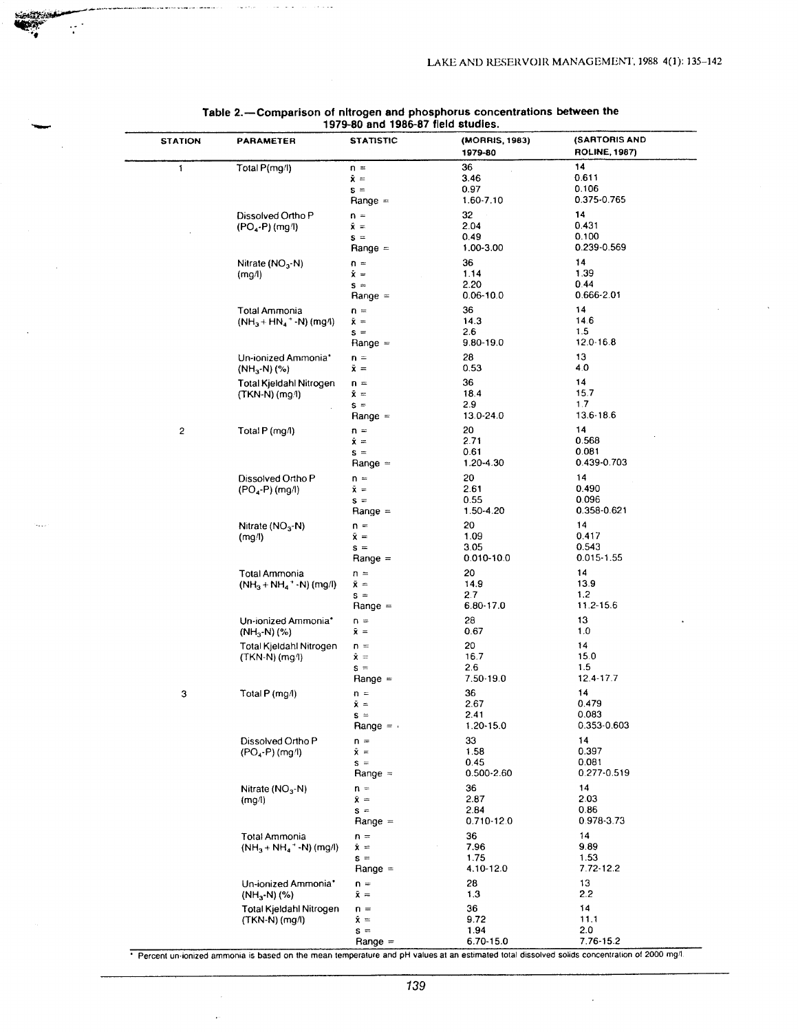**Table 2.—Comparison of nitrogen and phosphorus concentrations between the 1979-80 and 1986-87 field studies.**

| STATION | PARAMETER | STATISTIC | (MORRIS, 1983) 1979-80 | (SARTORIS AND ROLINE, 1987) |
|---|---|---|---|---|
| 1 | Total P(mg/l) | n = | 36 | 14 |
| | | $\bar{x}$ = | 3.46 | 0.611 |
| | | s = | 0.97 | 0.106 |
| | | Range = | 1.60-7.10 | 0.375-0.765 |
| | Dissolved Ortho P ($PO_4$-P) (mg/l) | n = | 32 | 14 |
| | | $\bar{x}$ = | 2.04 | 0.431 |
| | | s = | 0.49 | 0.100 |
| | | Range = | 1.00-3.00 | 0.239-0.569 |
| | Nitrate ($NO_3$-N) (mg/l) | n = | 36 | 14 |
| | | $\bar{x}$ = | 1.14 | 1.39 |
| | | s = | 2.20 | 0.44 |
| | | Range = | 0.06-10.0 | 0.666-2.01 |
| | Total Ammonia ($NH_3$ + $HN_4^+$-N) (mg/l) | n = | 36 | 14 |
| | | $\bar{x}$ = | 14.3 | 14.6 |
| | | s = | 2.6 | 1.5 |
| | | Range = | 9.80-19.0 | 12.0-16.8 |
| | Un-ionized Ammonia* ($NH_3$-N) (%) | n = | 28 | 13 |
| | | $\bar{x}$ = | 0.53 | 4.0 |
| | Total Kjeldahl Nitrogen (TKN-N) (mg/l) | n = | 36 | 14 |
| | | $\bar{x}$ = | 18.4 | 15.7 |
| | | s = | 2.9 | 1.7 |
| | | Range = | 13.0-24.0 | 13.6-18.6 |
| 2 | Total P (mg/l) | n = | 20 | 14 |
| | | $\bar{x}$ = | 2.71 | 0.568 |
| | | s = | 0.61 | 0.081 |
| | | Range = | 1.20-4.30 | 0.439-0.703 |
| | Dissolved Ortho P ($PO_4$-P) (mg/l) | n = | 20 | 14 |
| | | $\bar{x}$ = | 2.61 | 0.490 |
| | | s = | 0.55 | 0.096 |
| | | Range = | 1.50-4.20 | 0.358-0.621 |
| | Nitrate ($NO_3$-N) (mg/l) | n = | 20 | 14 |
| | | $\bar{x}$ = | 1.09 | 0.417 |
| | | s = | 3.05 | 0.543 |
| | | Range = | 0.010-10.0 | 0.015-1.55 |
| | Total Ammonia ($NH_3$ + $NH_4^+$-N) (mg/l) | n = | 20 | 14 |
| | | $\bar{x}$ = | 14.9 | 13.9 |
| | | s = | 2.7 | 1.2 |
| | | Range = | 6.80-17.0 | 11.2-15.6 |
| | Un-ionized Ammonia* ($NH_3$-N) (%) | n = | 28 | 13 |
| | | $\bar{x}$ = | 0.67 | 1.0 |
| | Total Kjeldahl Nitrogen (TKN-N) (mg/l) | n = | 20 | 14 |
| | | $\bar{x}$ = | 16.7 | 15.0 |
| | | s = | 2.6 | 1.5 |
| | | Range = | 7.50-19.0 | 12.4-17.7 |
| 3 | Total P (mg/l) | n = | 36 | 14 |
| | | $\bar{x}$ = | 2.67 | 0.479 |
| | | s = | 2.41 | 0.083 |
| | | Range = | 1.20-15.0 | 0.353-0.603 |
| | Dissolved Ortho P ($PO_4$-P) (mg/l) | n = | 33 | 14 |
| | | $\bar{x}$ = | 1.58 | 0.397 |
| | | s = | 0.45 | 0.081 |
| | | Range = | 0.500-2.60 | 0.277-0.519 |
| | Nitrate ($NO_3$-N) (mg/l) | n = | 36 | 14 |
| | | $\bar{x}$ = | 2.87 | 2.03 |
| | | s = | 2.84 | 0.86 |
| | | Range = | 0.710-12.0 | 0.978-3.73 |
| | Total Ammonia ($NH_3$ + $NH_4^+$-N) (mg/l) | n = | 36 | 14 |
| | | $\bar{x}$ = | 7.96 | 9.89 |
| | | s = | 1.75 | 1.53 |
| | | Range = | 4.10-12.0 | 7.72-12.2 |
| | Un-ionized Ammonia* ($NH_3$-N) (%) | n = | 28 | 13 |
| | | $\bar{x}$ = | 1.3 | 2.2 |
| | Total Kjeldahl Nitrogen (TKN-N) (mg/l) | n = | 36 | 14 |
| | | $\bar{x}$ = | 9.72 | 11.1 |
| | | s = | 1.94 | 2.0 |
| | | Range = | 6.70-15.0 | 7.76-15.2 |

\* Percent un-ionized ammonia is based on the mean temperature and pH values at an estimated total dissolved solids concentration of 2000 mg/l.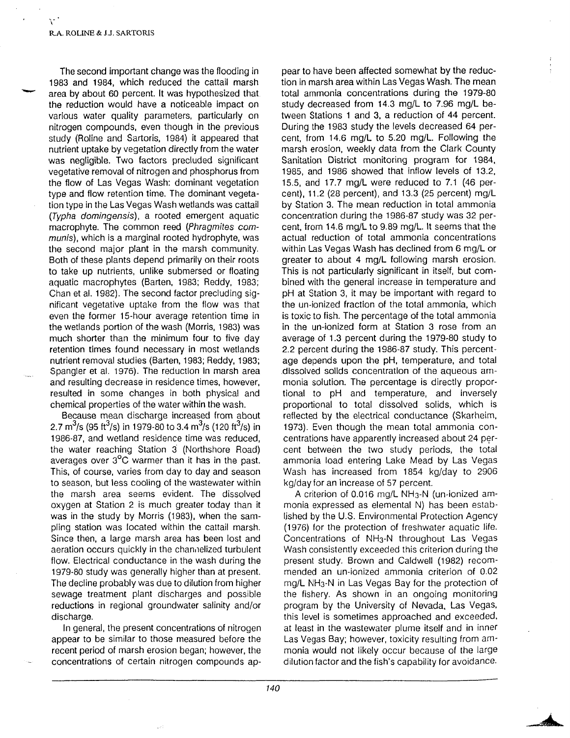The second important change was the flooding in 1983 and 1984, which reduced the cattail marsh area by about 60 percent. It was hypothesized that the reduction would have a noticeable impact on various water quality parameters, particularly on nitrogen compounds, even though in the previous study (Roline and Sartoris, 1984) it appeared that nutrient uptake by vegetation directly from the water was negligible. Two factors precluded significant vegetative removal of nitrogen and phosphorus from the flow of Las Vegas Wash: dominant vegetation type and flow retention time. The dominant vegetation type in the Las Vegas Wash wetlands was cattail (*Typha domingensis*), a rooted emergent aquatic macrophyte. The common reed (*Phragmites communis*), which is a marginal rooted hydrophyte, was the second major plant in the marsh community. Both of these plants depend primarily on their roots to take up nutrients, unlike submersed or floating aquatic macrophytes (Barten, 1983; Reddy, 1983; Chan et al. 1982). The second factor precluding significant vegetative uptake from the flow was that even the former 15-hour average retention time in the wetlands portion of the wash (Morris, 1983) was much shorter than the minimum four to five day retention times found necessary in most wetlands nutrient removal studies (Barten, 1983; Reddy, 1983; Spangler et al. 1976). The reduction in marsh area and resulting decrease in residence times, however, resulted in some changes in both physical and chemical properties of the water within the wash.

Because mean discharge increased from about 2.7 $m^3$/s (95 $ft^3$/s) in 1979-80 to 3.4 $m^3$/s (120 $ft^3$/s) in 1986-87, and wetland residence time was reduced, the water reaching Station 3 (Northshore Road) averages over 3°C warmer than it has in the past. This, of course, varies from day to day and season to season, but less cooling of the wastewater within the marsh area seems evident. The dissolved oxygen at Station 2 is much greater today than it was in the study by Morris (1983), when the sampling station was located within the cattail marsh. Since then, a large marsh area has been lost and aeration occurs quickly in the channelized turbulent flow. Electrical conductance in the wash during the 1979-80 study was generally higher than at present. The decline probably was due to dilution from higher sewage treatment plant discharges and possible reductions in regional groundwater salinity and/or discharge.

In general, the present concentrations of nitrogen appear to be similar to those measured before the recent period of marsh erosion began; however, the concentrations of certain nitrogen compounds appear to have been affected somewhat by the reduction in marsh area within Las Vegas Wash. The mean total ammonia concentrations during the 1979-80 study decreased from 14.3 mg/L to 7.96 mg/L between Stations 1 and 3, a reduction of 44 percent. During the 1983 study the levels decreased 64 percent, from 14.6 mg/L to 5.20 mg/L. Following the marsh erosion, weekly data from the Clark County Sanitation District monitoring program for 1984, 1985, and 1986 showed that inflow levels of 13.2, 15.5, and 17.7 mg/L were reduced to 7.1 (46 percent), 11.2 (28 percent), and 13.3 (25 percent) mg/L by Station 3. The mean reduction in total ammonia concentration during the 1986-87 study was 32 percent, from 14.6 mg/L to 9.89 mg/L. It seems that the actual reduction of total ammonia concentrations within Las Vegas Wash has declined from 6 mg/L or greater to about 4 mg/L following marsh erosion. This is not particularly significant in itself, but combined with the general increase in temperature and pH at Station 3, it may be important with regard to the un-ionized fraction of the total ammonia, which is toxic to fish. The percentage of the total ammonia in the un-ionized form at Station 3 rose from an average of 1.3 percent during the 1979-80 study to 2.2 percent during the 1986-87 study. This percentage depends upon the pH, temperature, and total dissolved solids concentration of the aqueous ammonia solution. The percentage is directly proportional to pH and temperature, and inversely proportional to total dissolved solids, which is reflected by the electrical conductance (Skarheim, 1973). Even though the mean total ammonia concentrations have apparently increased about 24 percent between the two study periods, the total ammonia load entering Lake Mead by Las Vegas Wash has increased from 1854 kg/day to 2906 kg/day for an increase of 57 percent.

A criterion of 0.016 mg/L $NH_3$-N (un-ionized ammonia expressed as elemental N) has been established by the U.S. Environmental Protection Agency (1976) for the protection of freshwater aquatic life. Concentrations of $NH_3$-N throughout Las Vegas Wash consistently exceeded this criterion during the present study. Brown and Caldwell (1982) recommended an un-ionized ammonia criterion of 0.02 mg/L $NH_3$-N in Las Vegas Bay for the protection of the fishery. As shown in an ongoing monitoring program by the University of Nevada, Las Vegas, this level is sometimes approached and exceeded, at least in the wastewater plume itself and in inner Las Vegas Bay; however, toxicity resulting from ammonia would not likely occur because of the large dilution factor and the fish's capability for avoidance.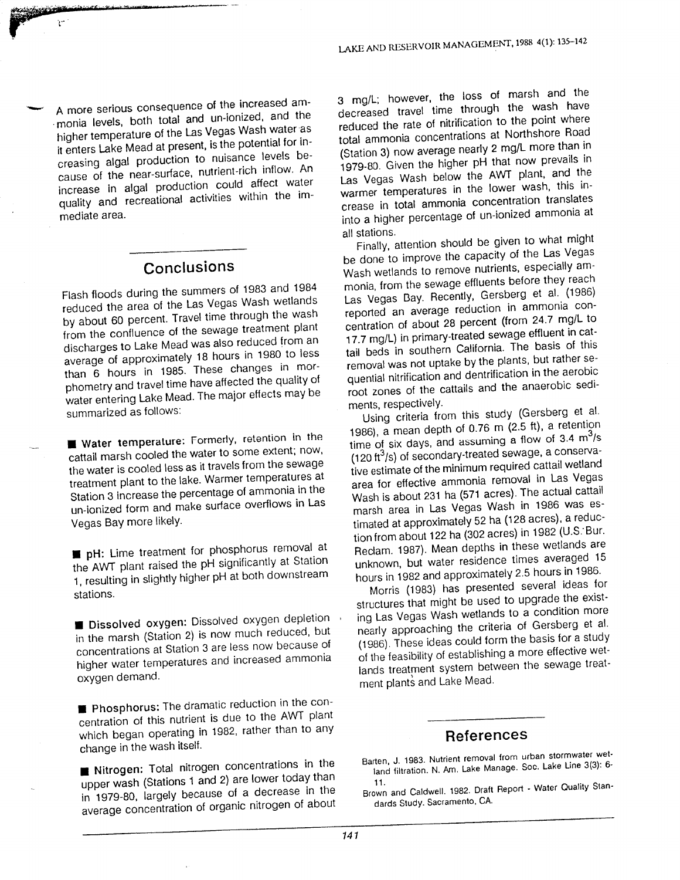A more serious consequence of the increased ammonia levels, both total and un-ionized, and the higher temperature of the Las Vegas Wash water as it enters Lake Mead at present, is the potential for increasing algal production to nuisance levels because of the near-surface, nutrient-rich inflow. An increase in algal production could affect water quality and recreational activities within the immediate area.

## Conclusions

Flash floods during the summers of 1983 and 1984 reduced the area of the Las Vegas Wash wetlands by about 60 percent. Travel time through the wash from the confluence of the sewage treatment plant discharges to Lake Mead was also reduced from an average of approximately 18 hours in 1980 to less than 6 hours in 1985. These changes in morphometry and travel time have affected the quality of water entering Lake Mead. The major effects may be summarized as follows:

- **Water temperature:** Formerly, retention in the cattail marsh cooled the water to some extent; now, the water is cooled less as it travels from the sewage treatment plant to the lake. Warmer temperatures at Station 3 increase the percentage of ammonia in the un-ionized form and make surface overflows in Las Vegas Bay more likely.

- **pH:** Lime treatment for phosphorus removal at the AWT plant raised the pH significantly at Station 1, resulting in slightly higher pH at both downstream stations.

- **Dissolved oxygen:** Dissolved oxygen depletion in the marsh (Station 2) is now much reduced, but concentrations at Station 3 are less now because of higher water temperatures and increased ammonia oxygen demand.

- **Phosphorus:** The dramatic reduction in the concentration of this nutrient is due to the AWT plant which began operating in 1982, rather than to any change in the wash itself.

- **Nitrogen:** Total nitrogen concentrations in the upper wash (Stations 1 and 2) are lower today than in 1979-80, largely because of a decrease in the average concentration of organic nitrogen of about 3 mg/L; however, the loss of marsh and the decreased travel time through the wash have reduced the rate of nitrification to the point where total ammonia concentrations at Northshore Road (Station 3) now average nearly 2 mg/L more than in 1979-80. Given the higher pH that now prevails in Las Vegas Wash below the AWT plant, and the warmer temperatures in the lower wash, this increase in total ammonia concentration translates into a higher percentage of un-ionized ammonia at all stations.

Finally, attention should be given to what might be done to improve the capacity of the Las Vegas Wash wetlands to remove nutrients, especially ammonia, from the sewage effluents before they reach Las Vegas Bay. Recently, Gersberg et al. (1986) reported an average reduction in ammonia concentration of about 28 percent (from 24.7 mg/L to 17.7 mg/L) in primary-treated sewage effluent in cattail beds in southern California. The basis of this removal was not uptake by the plants, but rather sequential nitrification and dentrification in the aerobic root zones of the cattails and the anaerobic sediments, respectively.

Using criteria from this study (Gersberg et al. 1986), a mean depth of 0.76 m (2.5 ft), a retention time of six days, and assuming a flow of 3.4 $m^3/s$ (120 $ft^3/s$) of secondary-treated sewage, a conservative estimate of the minimum required cattail wetland area for effective ammonia removal in Las Vegas Wash is about 231 ha (571 acres). The actual cattail marsh area in Las Vegas Wash in 1986 was estimated at approximately 52 ha (128 acres), a reduction from about 122 ha (302 acres) in 1982 (U.S. Bur. Reclam. 1987). Mean depths in these wetlands are unknown, but water residence times averaged 15 hours in 1982 and approximately 2.5 hours in 1986.

Morris (1983) has presented several ideas for structures that might be used to upgrade the existing Las Vegas Wash wetlands to a condition more nearly approaching the criteria of Gersberg et al. (1986). These ideas could form the basis for a study of the feasibility of establishing a more effective wetlands treatment system between the sewage treatment plants and Lake Mead.

## References

Barten, J. 1983. Nutrient removal from urban stormwater wetland filtration. N. Am. Lake Manage. Soc. Lake Line 3(3): 6-11.

Brown and Caldwell. 1982. Draft Report - Water Quality Standards Study. Sacramento, CA.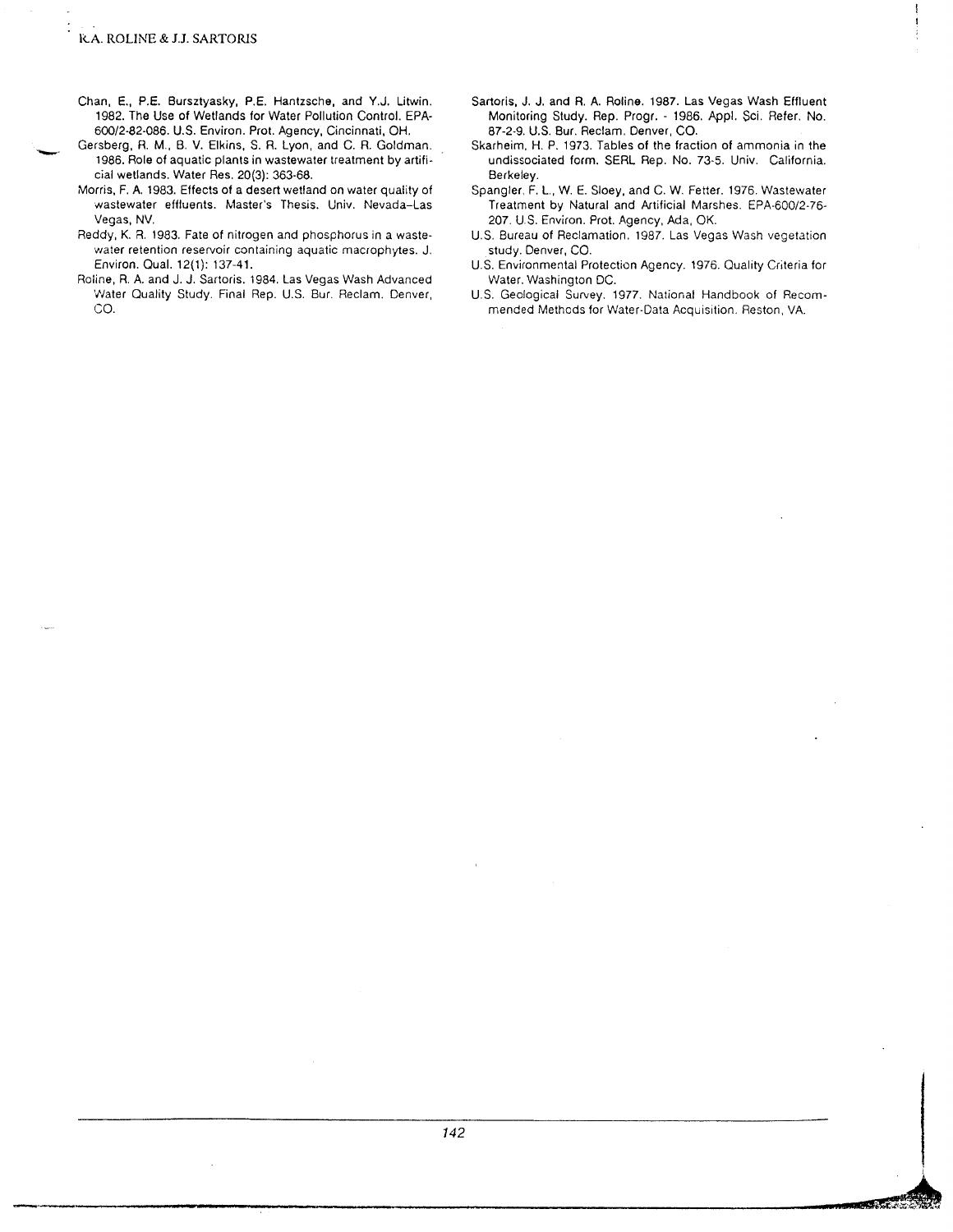Chan, E., P.E. Bursztyasky, P.E. Hantzsche, and Y.J. Litwin. 1982. The Use of Wetlands for Water Pollution Control. EPA-600/2-82-086. U.S. Environ. Prot. Agency, Cincinnati, OH.

Gersberg, R. M., B. V. Elkins, S. R. Lyon, and C. R. Goldman. 1986. Role of aquatic plants in wastewater treatment by artificial wetlands. Water Res. 20(3): 363-68.

Morris, F. A. 1983. Effects of a desert wetland on water quality of wastewater effluents. Master's Thesis. Univ. Nevada–Las Vegas, NV.

Reddy, K. R. 1983. Fate of nitrogen and phosphorus in a wastewater retention reservoir containing aquatic macrophytes. J. Environ. Qual. 12(1): 137-41.

Roline, R. A. and J. J. Sartoris. 1984. Las Vegas Wash Advanced Water Quality Study. Final Rep. U.S. Bur. Reclam. Denver, CO.

Sartoris, J. J. and R. A. Roline. 1987. Las Vegas Wash Effluent Monitoring Study. Rep. Progr. - 1986. Appl. Sci. Refer. No. 87-2-9. U.S. Bur. Reclam. Denver, CO.

Skarheim, H. P. 1973. Tables of the fraction of ammonia in the undissociated form. SERL Rep. No. 73-5. Univ. California. Berkeley.

Spangler, F. L., W. E. Sloey, and C. W. Fetter. 1976. Wastewater Treatment by Natural and Artificial Marshes. EPA-600/2-76-207. U.S. Environ. Prot. Agency, Ada, OK.

U.S. Bureau of Reclamation. 1987. Las Vegas Wash vegetation study. Denver, CO.

U.S. Environmental Protection Agency. 1976. Quality Criteria for Water. Washington DC.

U.S. Geological Survey. 1977. National Handbook of Recommended Methods for Water-Data Acquisition. Reston, VA.